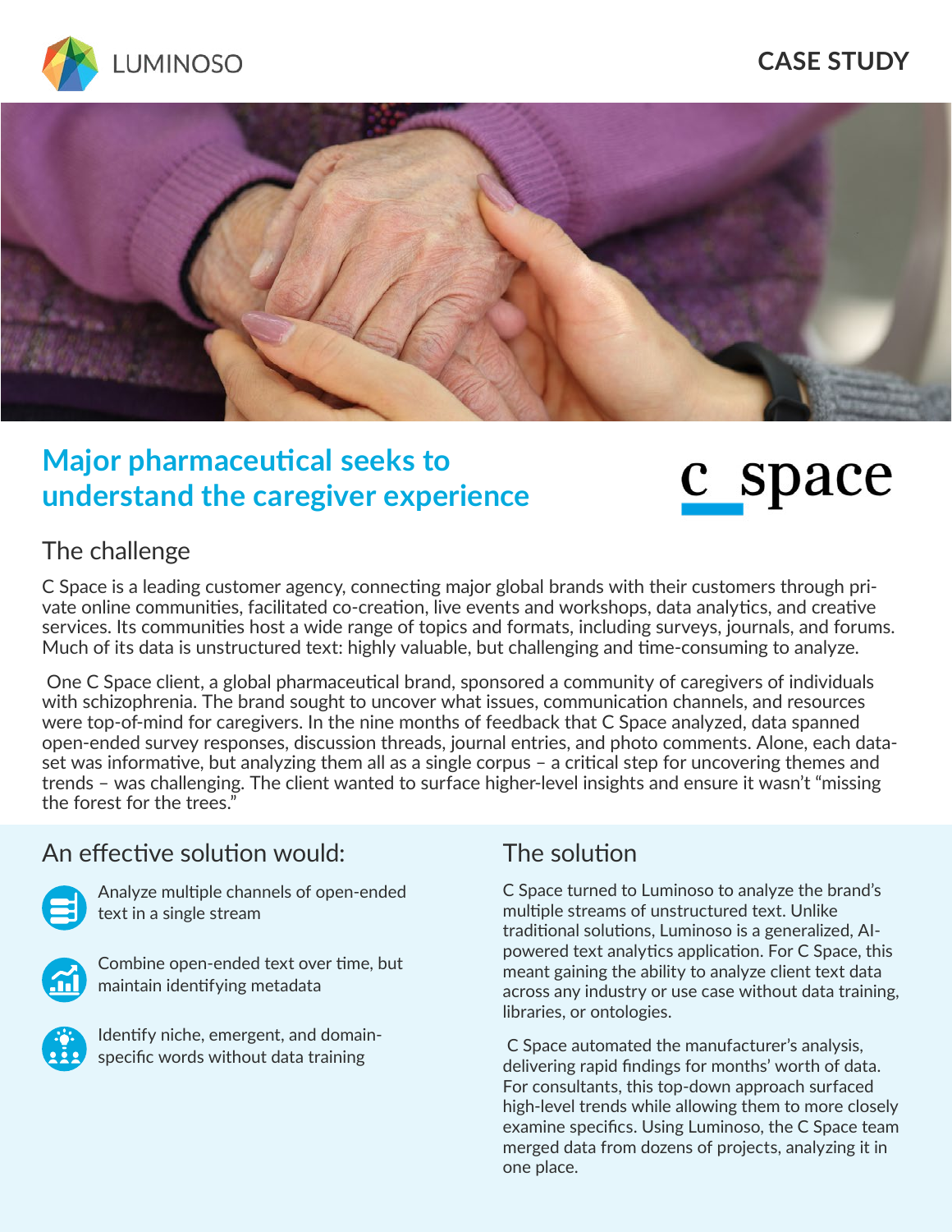LUMINOSO

CASE STUDY

# Major pharmaceutical seeks to understand the caregiver experience

c_space

## The challenge

C Space is a leading customer agency, connecting major global brands with their customers through private online communities, facilitated co-creation, live events and workshops, data analytics, and creative services. Its communities host a wide range of topics and formats, including surveys, journals, and forums. Much of its data is unstructured text: highly valuable, but challenging and time-consuming to analyze.

One C Space client, a global pharmaceutical brand, sponsored a community of caregivers of individuals with schizophrenia. The brand sought to uncover what issues, communication channels, and resources were top-of-mind for caregivers. In the nine months of feedback that C Space analyzed, data spanned open-ended survey responses, discussion threads, journal entries, and photo comments. Alone, each dataset was informative, but analyzing them all as a single corpus – a critical step for uncovering themes and trends – was challenging. The client wanted to surface higher-level insights and ensure it wasn't "missing the forest for the trees."

## An effective solution would:

- Analyze multiple channels of open-ended text in a single stream
- Combine open-ended text over time, but maintain identifying metadata
- Identify niche, emergent, and domain-specific words without data training

## The solution

C Space turned to Luminoso to analyze the brand's multiple streams of unstructured text. Unlike traditional solutions, Luminoso is a generalized, AI-powered text analytics application. For C Space, this meant gaining the ability to analyze client text data across any industry or use case without data training, libraries, or ontologies.

C Space automated the manufacturer's analysis, delivering rapid findings for months' worth of data. For consultants, this top-down approach surfaced high-level trends while allowing them to more closely examine specifics. Using Luminoso, the C Space team merged data from dozens of projects, analyzing it in one place.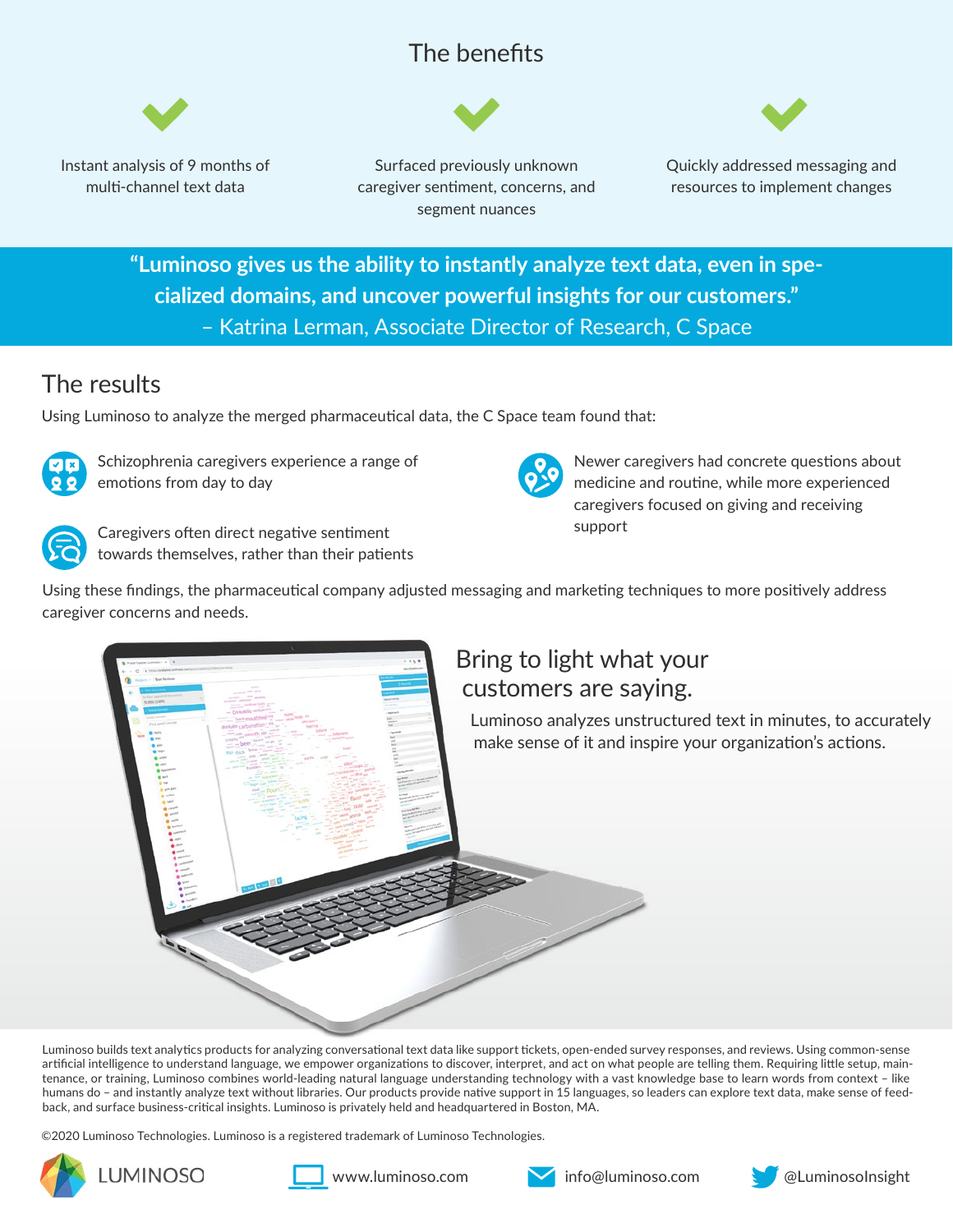## The benefits

- Instant analysis of 9 months of multi-channel text data
- Surfaced previously unknown caregiver sentiment, concerns, and segment nuances
- Quickly addressed messaging and resources to implement changes

**"Luminoso gives us the ability to instantly analyze text data, even in specialized domains, and uncover powerful insights for our customers."**
– Katrina Lerman, Associate Director of Research, C Space

## The results

Using Luminoso to analyze the merged pharmaceutical data, the C Space team found that:

- Schizophrenia caregivers experience a range of emotions from day to day
- Caregivers often direct negative sentiment towards themselves, rather than their patients
- Newer caregivers had concrete questions about medicine and routine, while more experienced caregivers focused on giving and receiving support

Using these findings, the pharmaceutical company adjusted messaging and marketing techniques to more positively address caregiver concerns and needs.

## Bring to light what your customers are saying.

Luminoso analyzes unstructured text in minutes, to accurately make sense of it and inspire your organization's actions.

Luminoso builds text analytics products for analyzing conversational text data like support tickets, open-ended survey responses, and reviews. Using common-sense artificial intelligence to understand language, we empower organizations to discover, interpret, and act on what people are telling them. Requiring little setup, maintenance, or training, Luminoso combines world-leading natural language understanding technology with a vast knowledge base to learn words from context – like humans do – and instantly analyze text without libraries. Our products provide native support in 15 languages, so leaders can explore text data, make sense of feedback, and surface business-critical insights. Luminoso is privately held and headquartered in Boston, MA.

©2020 Luminoso Technologies. Luminoso is a registered trademark of Luminoso Technologies.

LUMINOSO | www.luminoso.com | info@luminoso.com | @LuminosoInsight